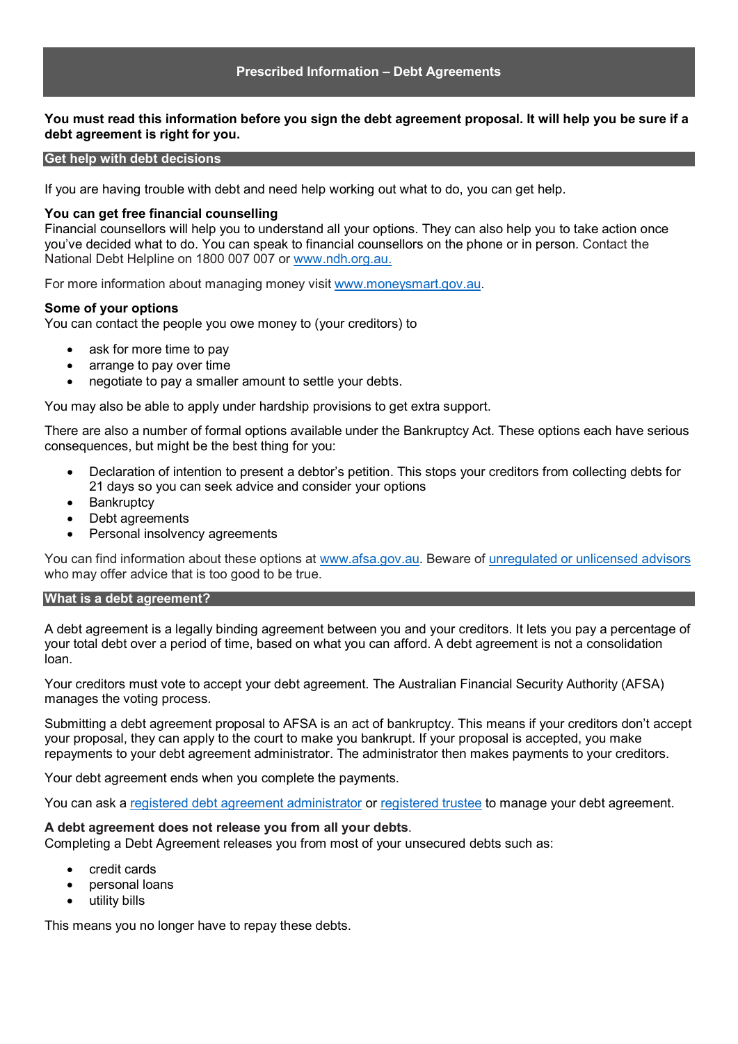# Prescribed Information – Debt Agreements

**You must read this information before you sign the debt agreement proposal. It will help you be sure if a debt agreement is right for you.**

## Get help with debt decisions

If you are having trouble with debt and need help working out what to do, you can get help.

**You can get free financial counselling**
Financial counsellors will help you to understand all your options. They can also help you to take action once you've decided what to do. You can speak to financial counsellors on the phone or in person. Contact the National Debt Helpline on 1800 007 007 or www.ndh.org.au.

For more information about managing money visit www.moneysmart.gov.au.

**Some of your options**
You can contact the people you owe money to (your creditors) to

- ask for more time to pay
- arrange to pay over time
- negotiate to pay a smaller amount to settle your debts.

You may also be able to apply under hardship provisions to get extra support.

There are also a number of formal options available under the Bankruptcy Act. These options each have serious consequences, but might be the best thing for you:

- Declaration of intention to present a debtor's petition. This stops your creditors from collecting debts for 21 days so you can seek advice and consider your options
- Bankruptcy
- Debt agreements
- Personal insolvency agreements

You can find information about these options at www.afsa.gov.au. Beware of unregulated or unlicensed advisors who may offer advice that is too good to be true.

## What is a debt agreement?

A debt agreement is a legally binding agreement between you and your creditors. It lets you pay a percentage of your total debt over a period of time, based on what you can afford. A debt agreement is not a consolidation loan.

Your creditors must vote to accept your debt agreement. The Australian Financial Security Authority (AFSA) manages the voting process.

Submitting a debt agreement proposal to AFSA is an act of bankruptcy. This means if your creditors don't accept your proposal, they can apply to the court to make you bankrupt. If your proposal is accepted, you make repayments to your debt agreement administrator. The administrator then makes payments to your creditors.

Your debt agreement ends when you complete the payments.

You can ask a registered debt agreement administrator or registered trustee to manage your debt agreement.

**A debt agreement does not release you from all your debts**.
Completing a Debt Agreement releases you from most of your unsecured debts such as:

- credit cards
- personal loans
- utility bills

This means you no longer have to repay these debts.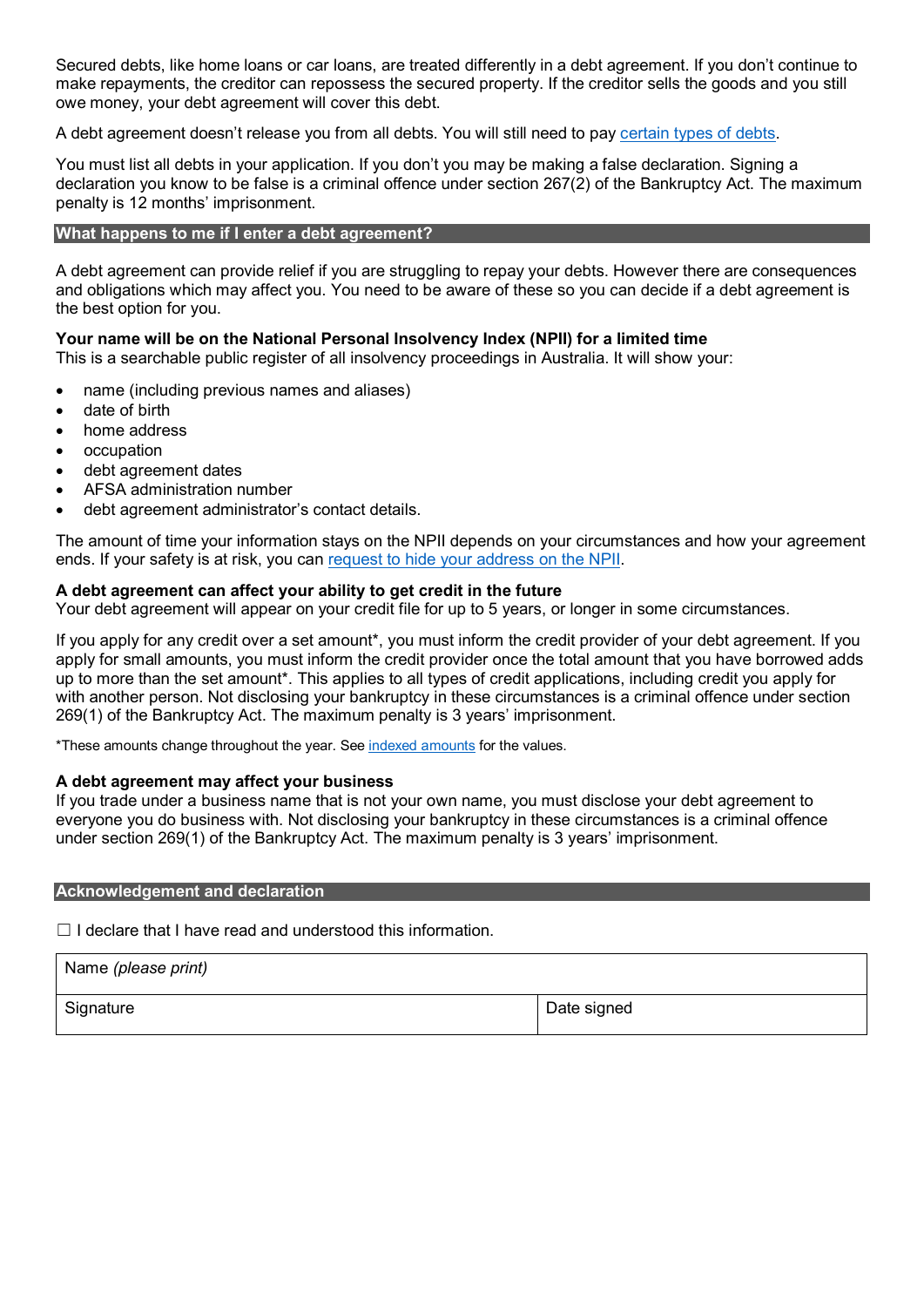Secured debts, like home loans or car loans, are treated differently in a debt agreement. If you don't continue to make repayments, the creditor can repossess the secured property. If the creditor sells the goods and you still owe money, your debt agreement will cover this debt.

A debt agreement doesn't release you from all debts. You will still need to pay certain types of debts.

You must list all debts in your application. If you don't you may be making a false declaration. Signing a declaration you know to be false is a criminal offence under section 267(2) of the Bankruptcy Act. The maximum penalty is 12 months' imprisonment.

## What happens to me if I enter a debt agreement?

A debt agreement can provide relief if you are struggling to repay your debts. However there are consequences and obligations which may affect you. You need to be aware of these so you can decide if a debt agreement is the best option for you.

**Your name will be on the National Personal Insolvency Index (NPII) for a limited time**
This is a searchable public register of all insolvency proceedings in Australia. It will show your:

- name (including previous names and aliases)
- date of birth
- home address
- occupation
- debt agreement dates
- AFSA administration number
- debt agreement administrator's contact details.

The amount of time your information stays on the NPII depends on your circumstances and how your agreement ends. If your safety is at risk, you can request to hide your address on the NPII.

**A debt agreement can affect your ability to get credit in the future**
Your debt agreement will appear on your credit file for up to 5 years, or longer in some circumstances.

If you apply for any credit over a set amount*, you must inform the credit provider of your debt agreement. If you apply for small amounts, you must inform the credit provider once the total amount that you have borrowed adds up to more than the set amount*. This applies to all types of credit applications, including credit you apply for with another person. Not disclosing your bankruptcy in these circumstances is a criminal offence under section 269(1) of the Bankruptcy Act. The maximum penalty is 3 years' imprisonment.

*These amounts change throughout the year. See indexed amounts for the values.

**A debt agreement may affect your business**
If you trade under a business name that is not your own name, you must disclose your debt agreement to everyone you do business with. Not disclosing your bankruptcy in these circumstances is a criminal offence under section 269(1) of the Bankruptcy Act. The maximum penalty is 3 years' imprisonment.

## Acknowledgement and declaration

☐ I declare that I have read and understood this information.

| | |
|---|---|
| Name *(please print)* | |
| Signature | Date signed |